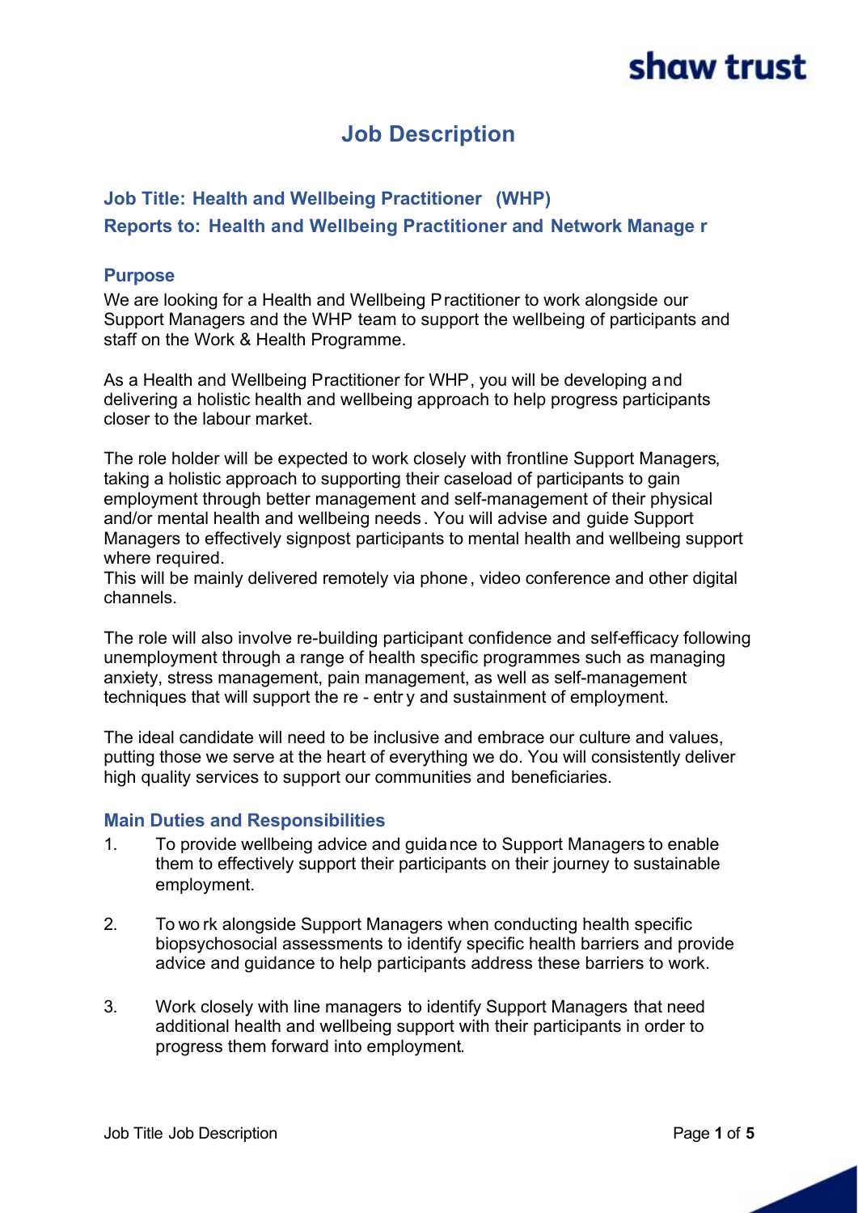# Job Description

**Job Title: Health and Wellbeing Practitioner (WHP)**

**Reports to: Health and Wellbeing Practitioner and Network Manager**

## Purpose

We are looking for a Health and Wellbeing Practitioner to work alongside our Support Managers and the WHP team to support the wellbeing of participants and staff on the Work & Health Programme.

As a Health and Wellbeing Practitioner for WHP, you will be developing and delivering a holistic health and wellbeing approach to help progress participants closer to the labour market.

The role holder will be expected to work closely with frontline Support Managers, taking a holistic approach to supporting their caseload of participants to gain employment through better management and self-management of their physical and/or mental health and wellbeing needs. You will advise and guide Support Managers to effectively signpost participants to mental health and wellbeing support where required.
This will be mainly delivered remotely via phone, video conference and other digital channels.

The role will also involve re-building participant confidence and self-efficacy following unemployment through a range of health specific programmes such as managing anxiety, stress management, pain management, as well as self-management techniques that will support the re-entry and sustainment of employment.

The ideal candidate will need to be inclusive and embrace our culture and values, putting those we serve at the heart of everything we do. You will consistently deliver high quality services to support our communities and beneficiaries.

## Main Duties and Responsibilities

1. To provide wellbeing advice and guidance to Support Managers to enable them to effectively support their participants on their journey to sustainable employment.

2. To work alongside Support Managers when conducting health specific biopsychosocial assessments to identify specific health barriers and provide advice and guidance to help participants address these barriers to work.

3. Work closely with line managers to identify Support Managers that need additional health and wellbeing support with their participants in order to progress them forward into employment.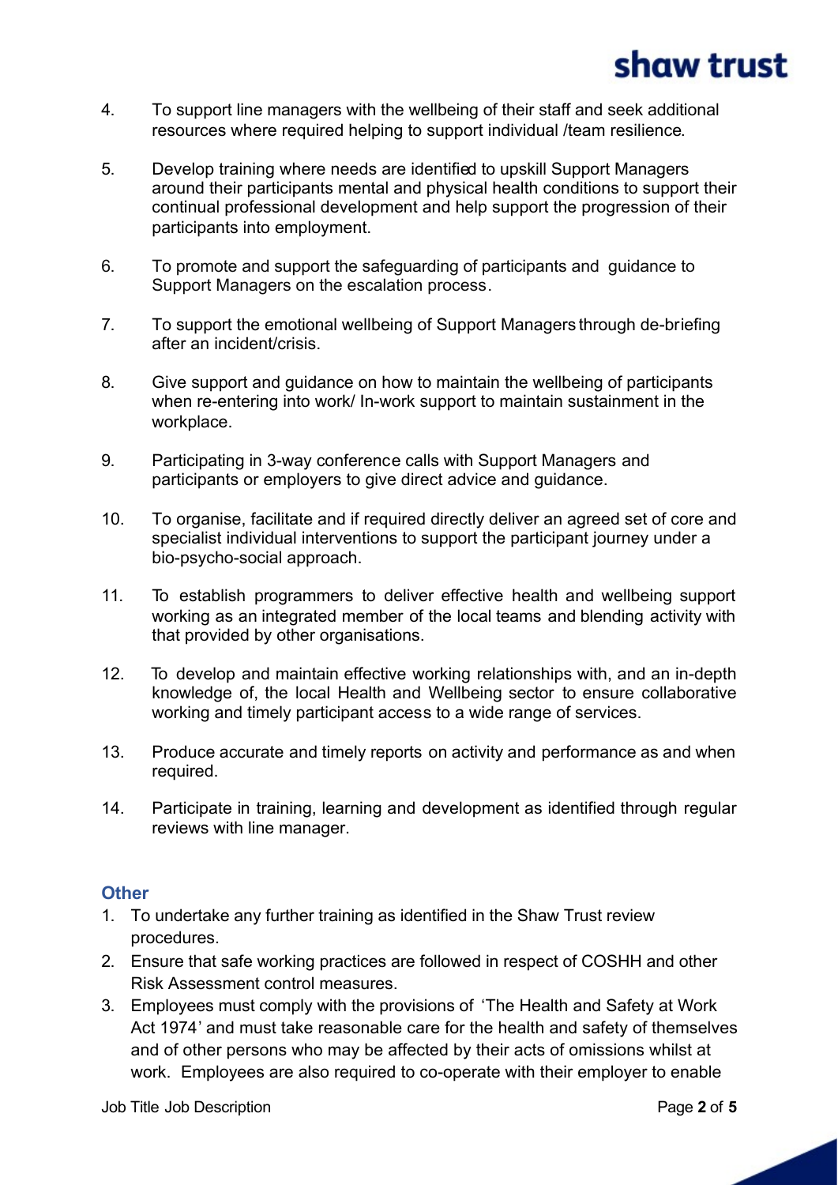4. To support line managers with the wellbeing of their staff and seek additional resources where required helping to support individual /team resilience.

5. Develop training where needs are identified to upskill Support Managers around their participants mental and physical health conditions to support their continual professional development and help support the progression of their participants into employment.

6. To promote and support the safeguarding of participants and guidance to Support Managers on the escalation process.

7. To support the emotional wellbeing of Support Managers through de-briefing after an incident/crisis.

8. Give support and guidance on how to maintain the wellbeing of participants when re-entering into work/ In-work support to maintain sustainment in the workplace.

9. Participating in 3-way conference calls with Support Managers and participants or employers to give direct advice and guidance.

10. To organise, facilitate and if required directly deliver an agreed set of core and specialist individual interventions to support the participant journey under a bio-psycho-social approach.

11. To establish programmers to deliver effective health and wellbeing support working as an integrated member of the local teams and blending activity with that provided by other organisations.

12. To develop and maintain effective working relationships with, and an in-depth knowledge of, the local Health and Wellbeing sector to ensure collaborative working and timely participant access to a wide range of services.

13. Produce accurate and timely reports on activity and performance as and when required.

14. Participate in training, learning and development as identified through regular reviews with line manager.

### Other

1. To undertake any further training as identified in the Shaw Trust review procedures.
2. Ensure that safe working practices are followed in respect of COSHH and other Risk Assessment control measures.
3. Employees must comply with the provisions of 'The Health and Safety at Work Act 1974' and must take reasonable care for the health and safety of themselves and of other persons who may be affected by their acts of omissions whilst at work. Employees are also required to co-operate with their employer to enable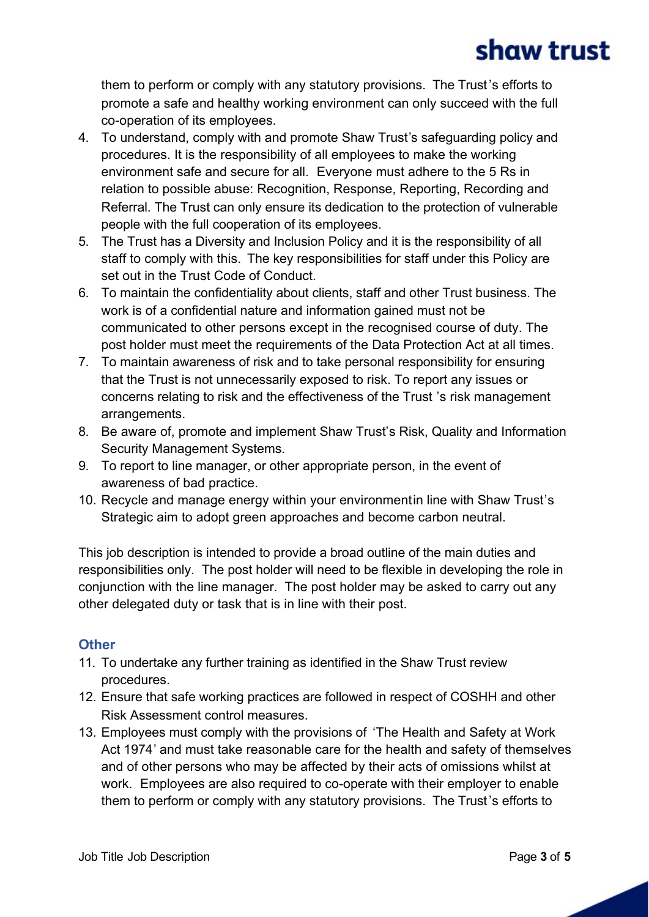them to perform or comply with any statutory provisions. The Trust's efforts to promote a safe and healthy working environment can only succeed with the full co-operation of its employees.

4. To understand, comply with and promote Shaw Trust's safeguarding policy and procedures. It is the responsibility of all employees to make the working environment safe and secure for all. Everyone must adhere to the 5 Rs in relation to possible abuse: Recognition, Response, Reporting, Recording and Referral. The Trust can only ensure its dedication to the protection of vulnerable people with the full cooperation of its employees.
5. The Trust has a Diversity and Inclusion Policy and it is the responsibility of all staff to comply with this. The key responsibilities for staff under this Policy are set out in the Trust Code of Conduct.
6. To maintain the confidentiality about clients, staff and other Trust business. The work is of a confidential nature and information gained must not be communicated to other persons except in the recognised course of duty. The post holder must meet the requirements of the Data Protection Act at all times.
7. To maintain awareness of risk and to take personal responsibility for ensuring that the Trust is not unnecessarily exposed to risk. To report any issues or concerns relating to risk and the effectiveness of the Trust 's risk management arrangements.
8. Be aware of, promote and implement Shaw Trust's Risk, Quality and Information Security Management Systems.
9. To report to line manager, or other appropriate person, in the event of awareness of bad practice.
10. Recycle and manage energy within your environmentin line with Shaw Trust's Strategic aim to adopt green approaches and become carbon neutral.

This job description is intended to provide a broad outline of the main duties and responsibilities only. The post holder will need to be flexible in developing the role in conjunction with the line manager. The post holder may be asked to carry out any other delegated duty or task that is in line with their post.

## Other

11. To undertake any further training as identified in the Shaw Trust review procedures.
12. Ensure that safe working practices are followed in respect of COSHH and other Risk Assessment control measures.
13. Employees must comply with the provisions of 'The Health and Safety at Work Act 1974' and must take reasonable care for the health and safety of themselves and of other persons who may be affected by their acts of omissions whilst at work. Employees are also required to co-operate with their employer to enable them to perform or comply with any statutory provisions. The Trust's efforts to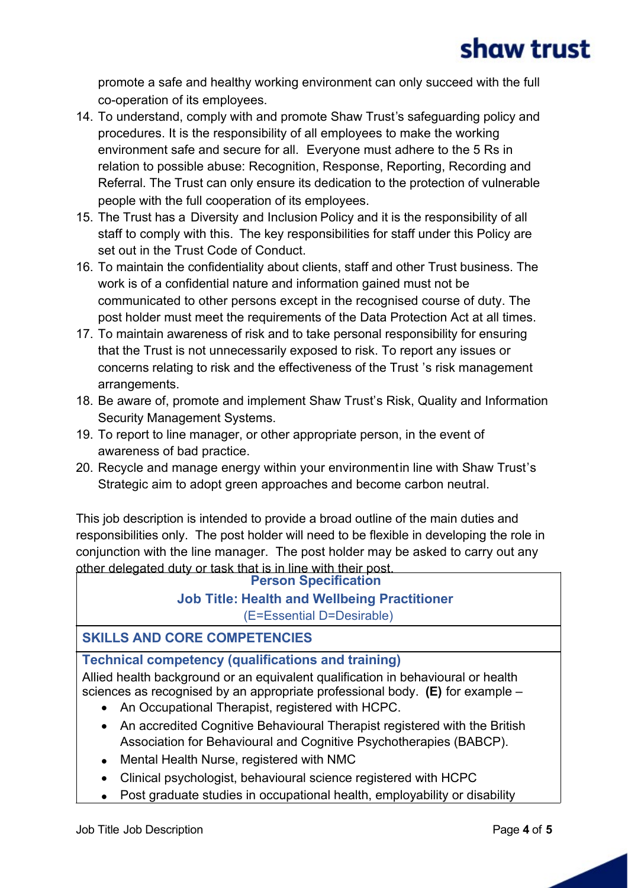promote a safe and healthy working environment can only succeed with the full co-operation of its employees.

14. To understand, comply with and promote Shaw Trust's safeguarding policy and procedures. It is the responsibility of all employees to make the working environment safe and secure for all. Everyone must adhere to the 5 Rs in relation to possible abuse: Recognition, Response, Reporting, Recording and Referral. The Trust can only ensure its dedication to the protection of vulnerable people with the full cooperation of its employees.
15. The Trust has a Diversity and Inclusion Policy and it is the responsibility of all staff to comply with this. The key responsibilities for staff under this Policy are set out in the Trust Code of Conduct.
16. To maintain the confidentiality about clients, staff and other Trust business. The work is of a confidential nature and information gained must not be communicated to other persons except in the recognised course of duty. The post holder must meet the requirements of the Data Protection Act at all times.
17. To maintain awareness of risk and to take personal responsibility for ensuring that the Trust is not unnecessarily exposed to risk. To report any issues or concerns relating to risk and the effectiveness of the Trust 's risk management arrangements.
18. Be aware of, promote and implement Shaw Trust's Risk, Quality and Information Security Management Systems.
19. To report to line manager, or other appropriate person, in the event of awareness of bad practice.
20. Recycle and manage energy within your environmentin line with Shaw Trust's Strategic aim to adopt green approaches and become carbon neutral.

This job description is intended to provide a broad outline of the main duties and responsibilities only. The post holder will need to be flexible in developing the role in conjunction with the line manager. The post holder may be asked to carry out any other delegated duty or task that is in line with their post.

## Person Specification

### Job Title: Health and Wellbeing Practitioner

(E=Essential D=Desirable)

### SKILLS AND CORE COMPETENCIES

**Technical competency (qualifications and training)**

Allied health background or an equivalent qualification in behavioural or health sciences as recognised by an appropriate professional body. **(E)** for example –

- An Occupational Therapist, registered with HCPC.
- An accredited Cognitive Behavioural Therapist registered with the British Association for Behavioural and Cognitive Psychotherapies (BABCP).
- Mental Health Nurse, registered with NMC
- Clinical psychologist, behavioural science registered with HCPC
- Post graduate studies in occupational health, employability or disability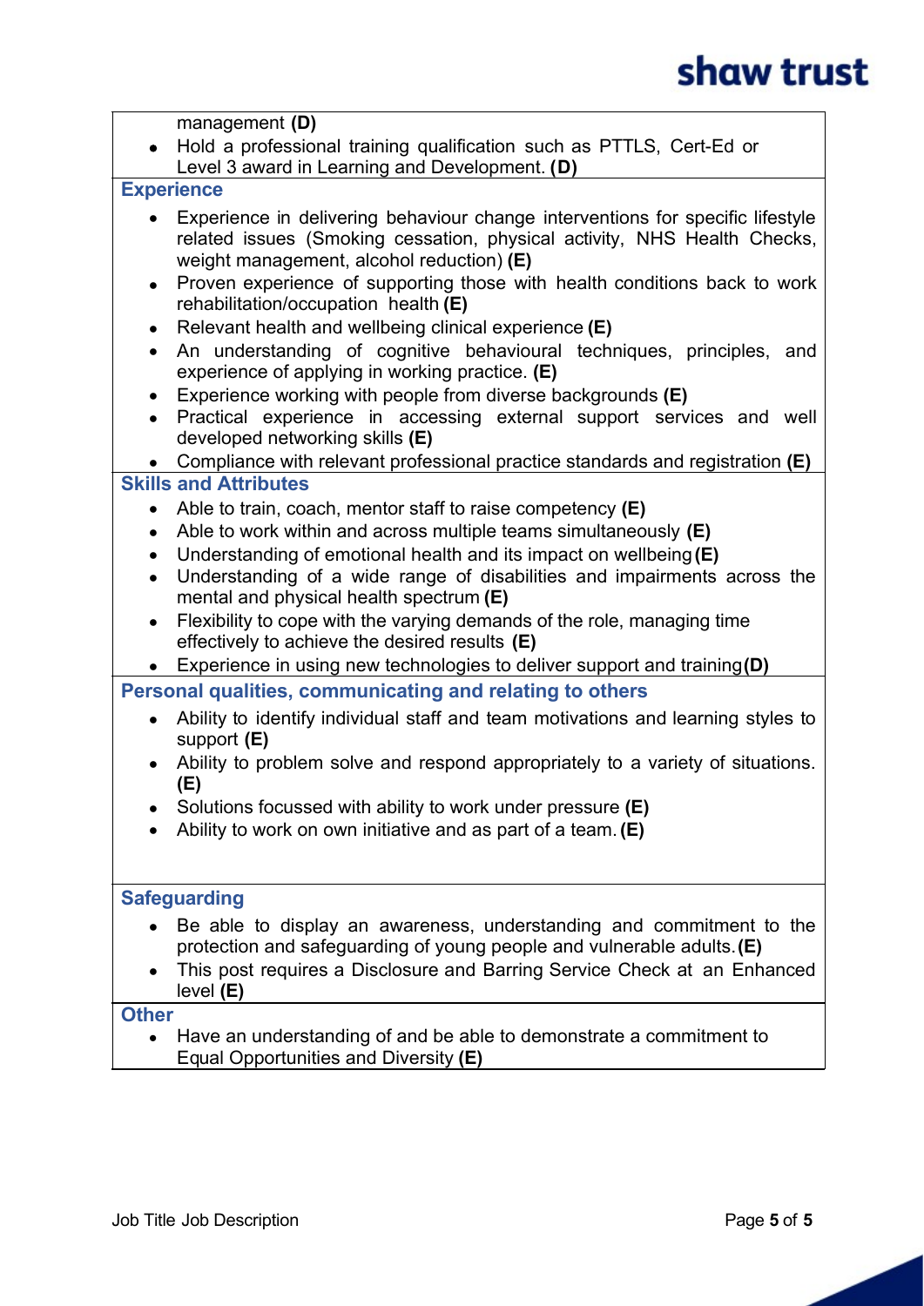management **(D)**

- Hold a professional training qualification such as PTTLS, Cert-Ed or Level 3 award in Learning and Development. **(D)**

### Experience

- Experience in delivering behaviour change interventions for specific lifestyle related issues (Smoking cessation, physical activity, NHS Health Checks, weight management, alcohol reduction) **(E)**
- Proven experience of supporting those with health conditions back to work rehabilitation/occupation health **(E)**
- Relevant health and wellbeing clinical experience **(E)**
- An understanding of cognitive behavioural techniques, principles, and experience of applying in working practice. **(E)**
- Experience working with people from diverse backgrounds **(E)**
- Practical experience in accessing external support services and well developed networking skills **(E)**
- Compliance with relevant professional practice standards and registration **(E)**

### Skills and Attributes

- Able to train, coach, mentor staff to raise competency **(E)**
- Able to work within and across multiple teams simultaneously **(E)**
- Understanding of emotional health and its impact on wellbeing **(E)**
- Understanding of a wide range of disabilities and impairments across the mental and physical health spectrum **(E)**
- Flexibility to cope with the varying demands of the role, managing time effectively to achieve the desired results **(E)**
- Experience in using new technologies to deliver support and training **(D)**

### Personal qualities, communicating and relating to others

- Ability to identify individual staff and team motivations and learning styles to support **(E)**
- Ability to problem solve and respond appropriately to a variety of situations. **(E)**
- Solutions focussed with ability to work under pressure **(E)**
- Ability to work on own initiative and as part of a team. **(E)**

### Safeguarding

- Be able to display an awareness, understanding and commitment to the protection and safeguarding of young people and vulnerable adults. **(E)**
- This post requires a Disclosure and Barring Service Check at an Enhanced level **(E)**

### Other

- Have an understanding of and be able to demonstrate a commitment to Equal Opportunities and Diversity **(E)**